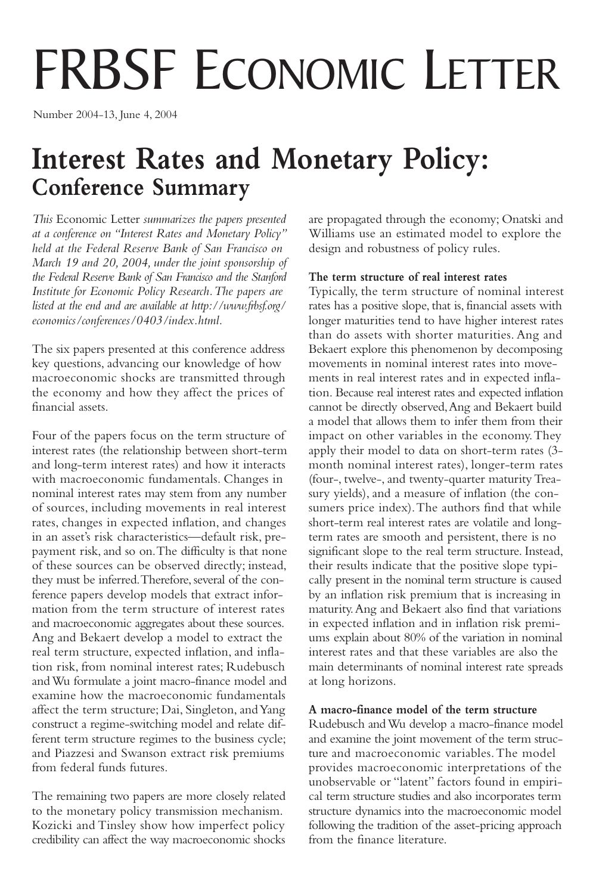# FRBSF Economic Letter

Number 2004-13, June 4, 2004

## Interest Rates and Monetary Policy: Conference Summary

*This* Economic Letter *summarizes the papers presented at a conference on "Interest Rates and Monetary Policy" held at the Federal Reserve Bank of San Francisco on March 19 and 20, 2004, under the joint sponsorship of the Federal Reserve Bank of San Francisco and the Stanford Institute for Economic Policy Research. The papers are listed at the end and are available at http://www.frbsf.org/economics/conferences/0403/index.html.*

The six papers presented at this conference address key questions, advancing our knowledge of how macroeconomic shocks are transmitted through the economy and how they affect the prices of financial assets.

Four of the papers focus on the term structure of interest rates (the relationship between short-term and long-term interest rates) and how it interacts with macroeconomic fundamentals. Changes in nominal interest rates may stem from any number of sources, including movements in real interest rates, changes in expected inflation, and changes in an asset's risk characteristics—default risk, prepayment risk, and so on. The difficulty is that none of these sources can be observed directly; instead, they must be inferred. Therefore, several of the conference papers develop models that extract information from the term structure of interest rates and macroeconomic aggregates about these sources. Ang and Bekaert develop a model to extract the real term structure, expected inflation, and inflation risk, from nominal interest rates; Rudebusch and Wu formulate a joint macro-finance model and examine how the macroeconomic fundamentals affect the term structure; Dai, Singleton, and Yang construct a regime-switching model and relate different term structure regimes to the business cycle; and Piazzesi and Swanson extract risk premiums from federal funds futures.

The remaining two papers are more closely related to the monetary policy transmission mechanism. Kozicki and Tinsley show how imperfect policy credibility can affect the way macroeconomic shocks are propagated through the economy; Onatski and Williams use an estimated model to explore the design and robustness of policy rules.

**The term structure of real interest rates**

Typically, the term structure of nominal interest rates has a positive slope, that is, financial assets with longer maturities tend to have higher interest rates than do assets with shorter maturities. Ang and Bekaert explore this phenomenon by decomposing movements in nominal interest rates into movements in real interest rates and in expected inflation. Because real interest rates and expected inflation cannot be directly observed, Ang and Bekaert build a model that allows them to infer them from their impact on other variables in the economy. They apply their model to data on short-term rates (3-month nominal interest rates), longer-term rates (four-, twelve-, and twenty-quarter maturity Treasury yields), and a measure of inflation (the consumers price index). The authors find that while short-term real interest rates are volatile and long-term rates are smooth and persistent, there is no significant slope to the real term structure. Instead, their results indicate that the positive slope typically present in the nominal term structure is caused by an inflation risk premium that is increasing in maturity. Ang and Bekaert also find that variations in expected inflation and in inflation risk premiums explain about 80% of the variation in nominal interest rates and that these variables are also the main determinants of nominal interest rate spreads at long horizons.

**A macro-finance model of the term structure**

Rudebusch and Wu develop a macro-finance model and examine the joint movement of the term structure and macroeconomic variables. The model provides macroeconomic interpretations of the unobservable or "latent" factors found in empirical term structure studies and also incorporates term structure dynamics into the macroeconomic model following the tradition of the asset-pricing approach from the finance literature.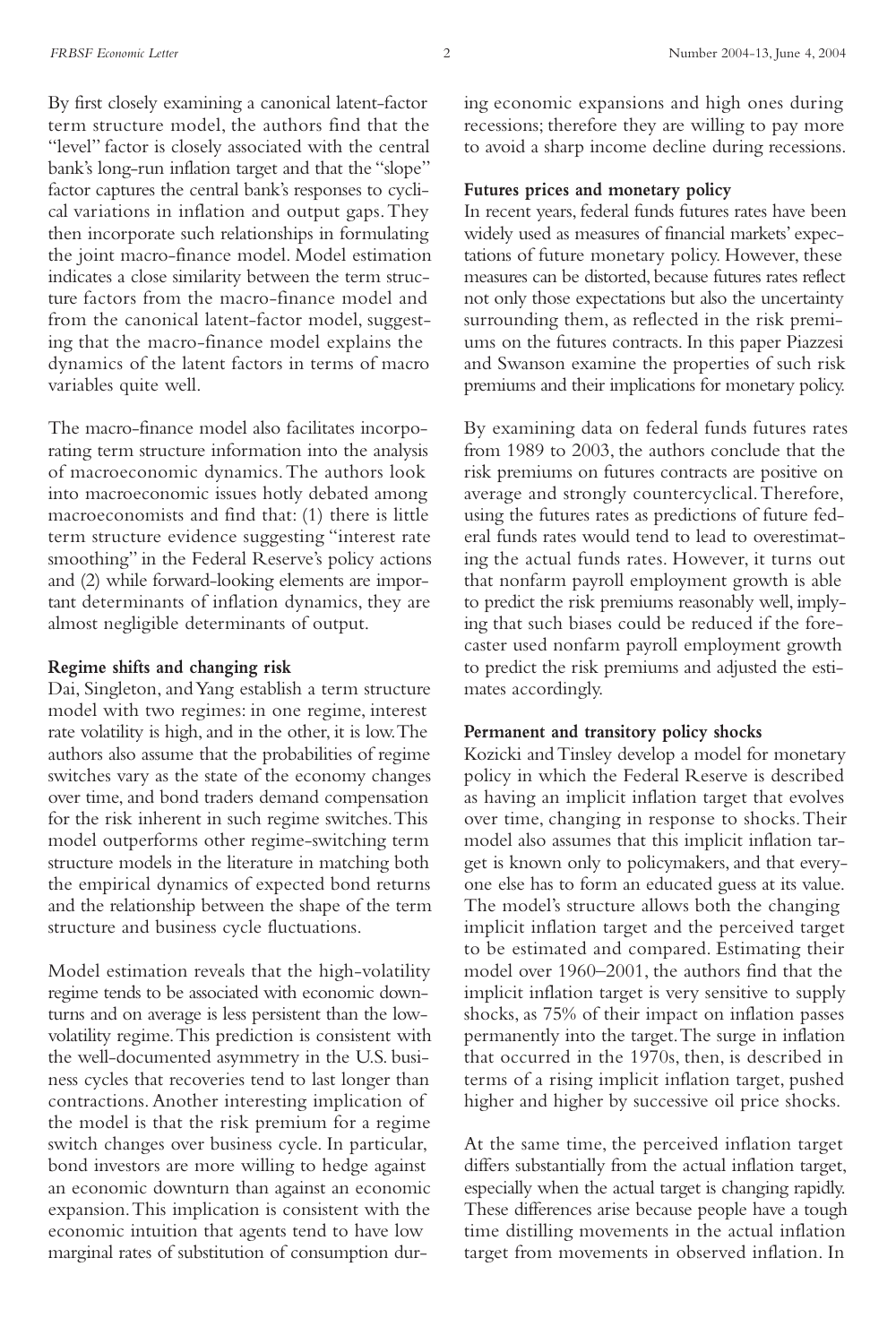By first closely examining a canonical latent-factor term structure model, the authors find that the "level" factor is closely associated with the central bank's long-run inflation target and that the "slope" factor captures the central bank's responses to cyclical variations in inflation and output gaps. They then incorporate such relationships in formulating the joint macro-finance model. Model estimation indicates a close similarity between the term structure factors from the macro-finance model and from the canonical latent-factor model, suggesting that the macro-finance model explains the dynamics of the latent factors in terms of macro variables quite well.

The macro-finance model also facilitates incorporating term structure information into the analysis of macroeconomic dynamics. The authors look into macroeconomic issues hotly debated among macroeconomists and find that: (1) there is little term structure evidence suggesting "interest rate smoothing" in the Federal Reserve's policy actions and (2) while forward-looking elements are important determinants of inflation dynamics, they are almost negligible determinants of output.

**Regime shifts and changing risk**

Dai, Singleton, and Yang establish a term structure model with two regimes: in one regime, interest rate volatility is high, and in the other, it is low. The authors also assume that the probabilities of regime switches vary as the state of the economy changes over time, and bond traders demand compensation for the risk inherent in such regime switches. This model outperforms other regime-switching term structure models in the literature in matching both the empirical dynamics of expected bond returns and the relationship between the shape of the term structure and business cycle fluctuations.

Model estimation reveals that the high-volatility regime tends to be associated with economic downturns and on average is less persistent than the low-volatility regime. This prediction is consistent with the well-documented asymmetry in the U.S. business cycles that recoveries tend to last longer than contractions. Another interesting implication of the model is that the risk premium for a regime switch changes over business cycle. In particular, bond investors are more willing to hedge against an economic downturn than against an economic expansion. This implication is consistent with the economic intuition that agents tend to have low marginal rates of substitution of consumption during economic expansions and high ones during recessions; therefore they are willing to pay more to avoid a sharp income decline during recessions.

**Futures prices and monetary policy**

In recent years, federal funds futures rates have been widely used as measures of financial markets' expectations of future monetary policy. However, these measures can be distorted, because futures rates reflect not only those expectations but also the uncertainty surrounding them, as reflected in the risk premiums on the futures contracts. In this paper Piazzesi and Swanson examine the properties of such risk premiums and their implications for monetary policy.

By examining data on federal funds futures rates from 1989 to 2003, the authors conclude that the risk premiums on futures contracts are positive on average and strongly countercyclical. Therefore, using the futures rates as predictions of future federal funds rates would tend to lead to overestimating the actual funds rates. However, it turns out that nonfarm payroll employment growth is able to predict the risk premiums reasonably well, implying that such biases could be reduced if the forecaster used nonfarm payroll employment growth to predict the risk premiums and adjusted the estimates accordingly.

**Permanent and transitory policy shocks**

Kozicki and Tinsley develop a model for monetary policy in which the Federal Reserve is described as having an implicit inflation target that evolves over time, changing in response to shocks. Their model also assumes that this implicit inflation target is known only to policymakers, and that everyone else has to form an educated guess at its value. The model's structure allows both the changing implicit inflation target and the perceived target to be estimated and compared. Estimating their model over 1960–2001, the authors find that the implicit inflation target is very sensitive to supply shocks, as 75% of their impact on inflation passes permanently into the target. The surge in inflation that occurred in the 1970s, then, is described in terms of a rising implicit inflation target, pushed higher and higher by successive oil price shocks.

At the same time, the perceived inflation target differs substantially from the actual inflation target, especially when the actual target is changing rapidly. These differences arise because people have a tough time distilling movements in the actual inflation target from movements in observed inflation. In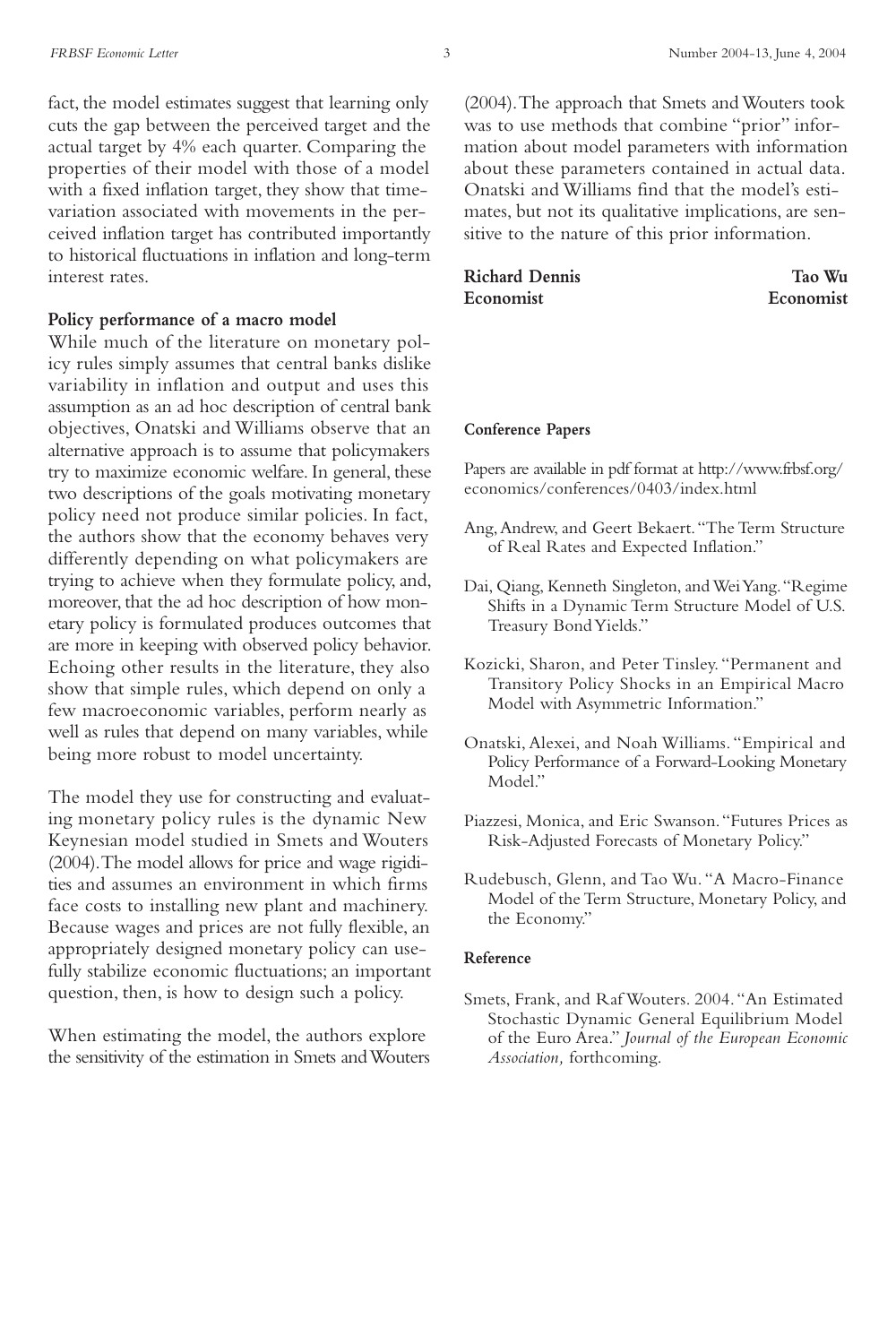fact, the model estimates suggest that learning only cuts the gap between the perceived target and the actual target by 4% each quarter. Comparing the properties of their model with those of a model with a fixed inflation target, they show that time-variation associated with movements in the perceived inflation target has contributed importantly to historical fluctuations in inflation and long-term interest rates.

**Policy performance of a macro model**

While much of the literature on monetary policy rules simply assumes that central banks dislike variability in inflation and output and uses this assumption as an ad hoc description of central bank objectives, Onatski and Williams observe that an alternative approach is to assume that policymakers try to maximize economic welfare. In general, these two descriptions of the goals motivating monetary policy need not produce similar policies. In fact, the authors show that the economy behaves very differently depending on what policymakers are trying to achieve when they formulate policy, and, moreover, that the ad hoc description of how monetary policy is formulated produces outcomes that are more in keeping with observed policy behavior. Echoing other results in the literature, they also show that simple rules, which depend on only a few macroeconomic variables, perform nearly as well as rules that depend on many variables, while being more robust to model uncertainty.

The model they use for constructing and evaluating monetary policy rules is the dynamic New Keynesian model studied in Smets and Wouters (2004). The model allows for price and wage rigidities and assumes an environment in which firms face costs to installing new plant and machinery. Because wages and prices are not fully flexible, an appropriately designed monetary policy can usefully stabilize economic fluctuations; an important question, then, is how to design such a policy.

When estimating the model, the authors explore the sensitivity of the estimation in Smets and Wouters (2004). The approach that Smets and Wouters took was to use methods that combine "prior" information about model parameters with information about these parameters contained in actual data. Onatski and Williams find that the model's estimates, but not its qualitative implications, are sensitive to the nature of this prior information.

**Richard Dennis**
**Economist**

**Tao Wu**
**Economist**

**Conference Papers**

Papers are available in pdf format at http://www.frbsf.org/economics/conferences/0403/index.html

Ang, Andrew, and Geert Bekaert. "The Term Structure of Real Rates and Expected Inflation."

Dai, Qiang, Kenneth Singleton, and Wei Yang. "Regime Shifts in a Dynamic Term Structure Model of U.S. Treasury Bond Yields."

Kozicki, Sharon, and Peter Tinsley. "Permanent and Transitory Policy Shocks in an Empirical Macro Model with Asymmetric Information."

Onatski, Alexei, and Noah Williams. "Empirical and Policy Performance of a Forward-Looking Monetary Model."

Piazzesi, Monica, and Eric Swanson. "Futures Prices as Risk-Adjusted Forecasts of Monetary Policy."

Rudebusch, Glenn, and Tao Wu. "A Macro-Finance Model of the Term Structure, Monetary Policy, and the Economy."

**Reference**

Smets, Frank, and Raf Wouters. 2004. "An Estimated Stochastic Dynamic General Equilibrium Model of the Euro Area." *Journal of the European Economic Association,* forthcoming.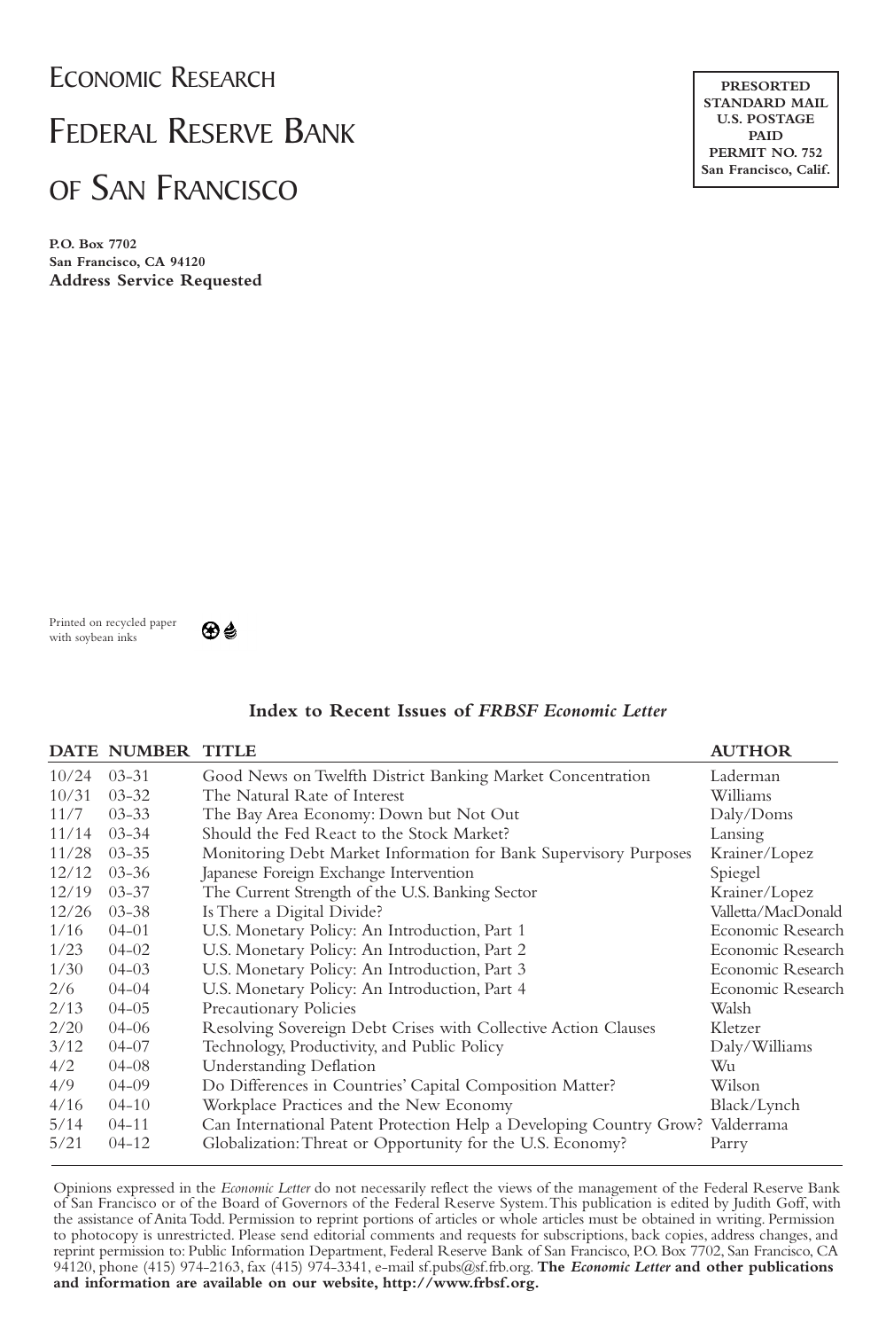# ECONOMIC RESEARCH

# FEDERAL RESERVE BANK OF SAN FRANCISCO

**P.O. Box 7702**
**San Francisco, CA 94120**
**Address Service Requested**

**PRESORTED STANDARD MAIL U.S. POSTAGE PAID PERMIT NO. 752 San Francisco, Calif.**

Printed on recycled paper with soybean inks

### Index to Recent Issues of *FRBSF Economic Letter*

| DATE | NUMBER | TITLE | AUTHOR |
|---|---|---|---|
| 10/24 | 03-31 | Good News on Twelfth District Banking Market Concentration | Laderman |
| 10/31 | 03-32 | The Natural Rate of Interest | Williams |
| 11/7 | 03-33 | The Bay Area Economy: Down but Not Out | Daly/Doms |
| 11/14 | 03-34 | Should the Fed React to the Stock Market? | Lansing |
| 11/28 | 03-35 | Monitoring Debt Market Information for Bank Supervisory Purposes | Krainer/Lopez |
| 12/12 | 03-36 | Japanese Foreign Exchange Intervention | Spiegel |
| 12/19 | 03-37 | The Current Strength of the U.S. Banking Sector | Krainer/Lopez |
| 12/26 | 03-38 | Is There a Digital Divide? | Valletta/MacDonald |
| 1/16 | 04-01 | U.S. Monetary Policy: An Introduction, Part 1 | Economic Research |
| 1/23 | 04-02 | U.S. Monetary Policy: An Introduction, Part 2 | Economic Research |
| 1/30 | 04-03 | U.S. Monetary Policy: An Introduction, Part 3 | Economic Research |
| 2/6 | 04-04 | U.S. Monetary Policy: An Introduction, Part 4 | Economic Research |
| 2/13 | 04-05 | Precautionary Policies | Walsh |
| 2/20 | 04-06 | Resolving Sovereign Debt Crises with Collective Action Clauses | Kletzer |
| 3/12 | 04-07 | Technology, Productivity, and Public Policy | Daly/Williams |
| 4/2 | 04-08 | Understanding Deflation | Wu |
| 4/9 | 04-09 | Do Differences in Countries' Capital Composition Matter? | Wilson |
| 4/16 | 04-10 | Workplace Practices and the New Economy | Black/Lynch |
| 5/14 | 04-11 | Can International Patent Protection Help a Developing Country Grow? | Valderrama |
| 5/21 | 04-12 | Globalization: Threat or Opportunity for the U.S. Economy? | Parry |

Opinions expressed in the *Economic Letter* do not necessarily reflect the views of the management of the Federal Reserve Bank of San Francisco or of the Board of Governors of the Federal Reserve System. This publication is edited by Judith Goff, with the assistance of Anita Todd. Permission to reprint portions of articles or whole articles must be obtained in writing. Permission to photocopy is unrestricted. Please send editorial comments and requests for subscriptions, back copies, address changes, and reprint permission to: Public Information Department, Federal Reserve Bank of San Francisco, P.O. Box 7702, San Francisco, CA 94120, phone (415) 974-2163, fax (415) 974-3341, e-mail sf.pubs@sf.frb.org. **The *Economic Letter* and other publications and information are available on our website, http://www.frbsf.org.**